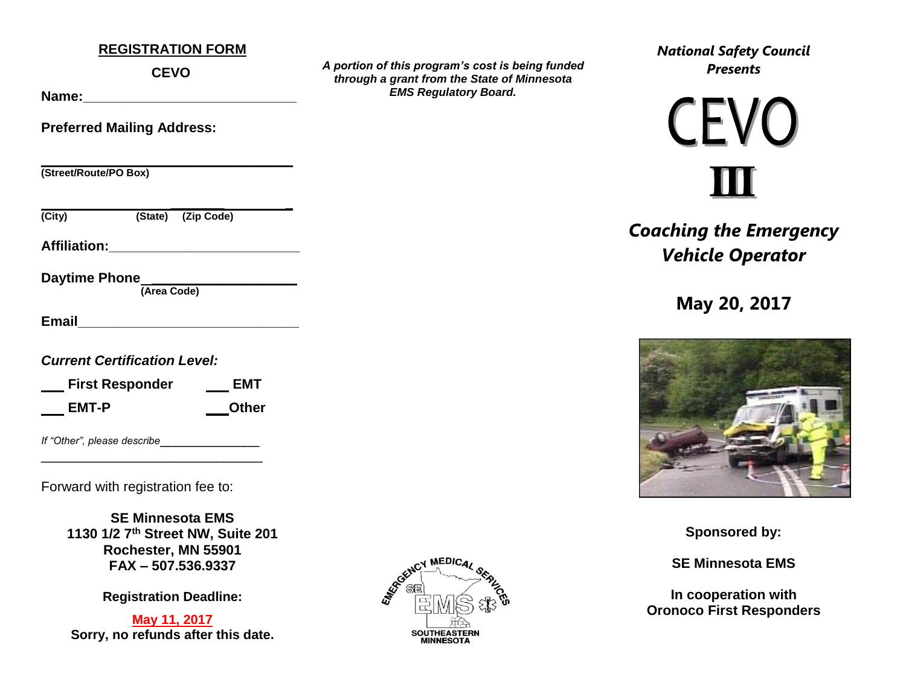## REGISTRATION FORM

**CEVO**

**Name:**_____________________________

**Preferred Mailing Address:**

_________________________________
**(Street/Route/PO Box)**

_________________________________
**(City) (State) (Zip Code)**

**Affiliation:**__________________________

**Daytime Phone**___________________
**(Area Code)**

**Email**______________________________

***Current Certification Level:***

___ **First Responder** ___ **EMT**

___ **EMT-P** ___**Other**

*If "Other", please describe*_______________

_________________________________

Forward with registration fee to:

**SE Minnesota EMS**
**1130 1/2 7th Street NW, Suite 201**
**Rochester, MN 55901**
**FAX – 507.536.9337**

**Registration Deadline:**

**May 11, 2017**
**Sorry, no refunds after this date.**

***A portion of this program's cost is being funded through a grant from the State of Minnesota EMS Regulatory Board.***

EMERGENCY MEDICAL SERVICES SE EMS SOUTHEASTERN MINNESOTA

***National Safety Council Presents***

# CEVO III

## *Coaching the Emergency Vehicle Operator*

**May 20, 2017**

**Sponsored by:**

**SE Minnesota EMS**

**In cooperation with Oronoco First Responders**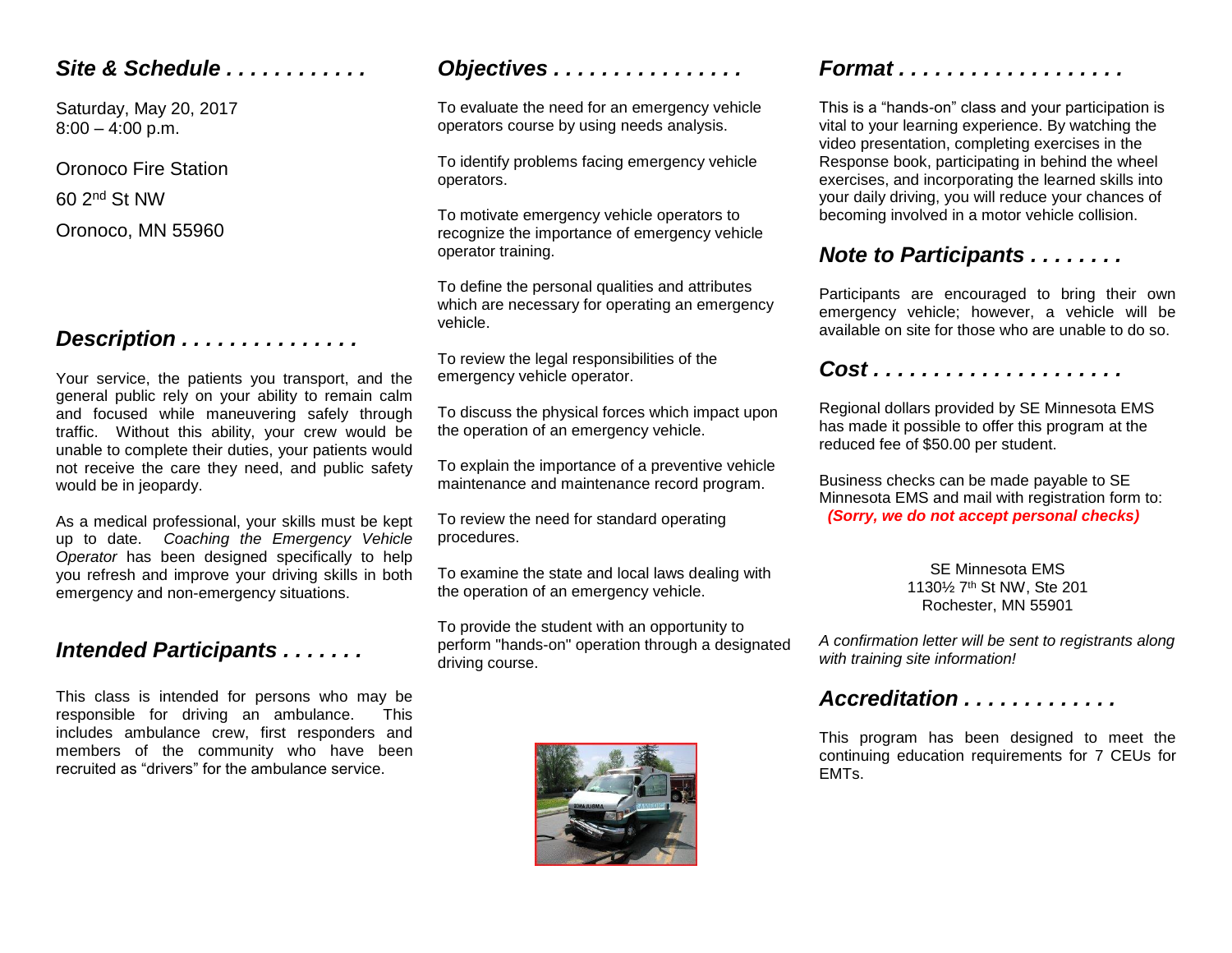## *Site & Schedule . . . . . . . . . . .*

Saturday, May 20, 2017
8:00 – 4:00 p.m.

Oronoco Fire Station

60 2nd St NW

Oronoco, MN 55960

## *Description . . . . . . . . . . . . . . .*

Your service, the patients you transport, and the general public rely on your ability to remain calm and focused while maneuvering safely through traffic. Without this ability, your crew would be unable to complete their duties, your patients would not receive the care they need, and public safety would be in jeopardy.

As a medical professional, your skills must be kept up to date. *Coaching the Emergency Vehicle Operator* has been designed specifically to help you refresh and improve your driving skills in both emergency and non-emergency situations.

## *Intended Participants . . . . . . .*

This class is intended for persons who may be responsible for driving an ambulance. This includes ambulance crew, first responders and members of the community who have been recruited as "drivers" for the ambulance service.

## *Objectives . . . . . . . . . . . . . . . .*

To evaluate the need for an emergency vehicle operators course by using needs analysis.

To identify problems facing emergency vehicle operators.

To motivate emergency vehicle operators to recognize the importance of emergency vehicle operator training.

To define the personal qualities and attributes which are necessary for operating an emergency vehicle.

To review the legal responsibilities of the emergency vehicle operator.

To discuss the physical forces which impact upon the operation of an emergency vehicle.

To explain the importance of a preventive vehicle maintenance and maintenance record program.

To review the need for standard operating procedures.

To examine the state and local laws dealing with the operation of an emergency vehicle.

To provide the student with an opportunity to perform "hands-on" operation through a designated driving course.

## *Format . . . . . . . . . . . . . . . . . . .*

This is a "hands-on" class and your participation is vital to your learning experience. By watching the video presentation, completing exercises in the Response book, participating in behind the wheel exercises, and incorporating the learned skills into your daily driving, you will reduce your chances of becoming involved in a motor vehicle collision.

## *Note to Participants . . . . . . . .*

Participants are encouraged to bring their own emergency vehicle; however, a vehicle will be available on site for those who are unable to do so.

## *Cost . . . . . . . . . . . . . . . . . . . . .*

Regional dollars provided by SE Minnesota EMS has made it possible to offer this program at the reduced fee of $50.00 per student.

Business checks can be made payable to SE Minnesota EMS and mail with registration form to:
***(Sorry, we do not accept personal checks)***

SE Minnesota EMS
1130½ 7th St NW, Ste 201
Rochester, MN 55901

*A confirmation letter will be sent to registrants along with training site information!*

## *Accreditation . . . . . . . . . . . . .*

This program has been designed to meet the continuing education requirements for 7 CEUs for EMTs.